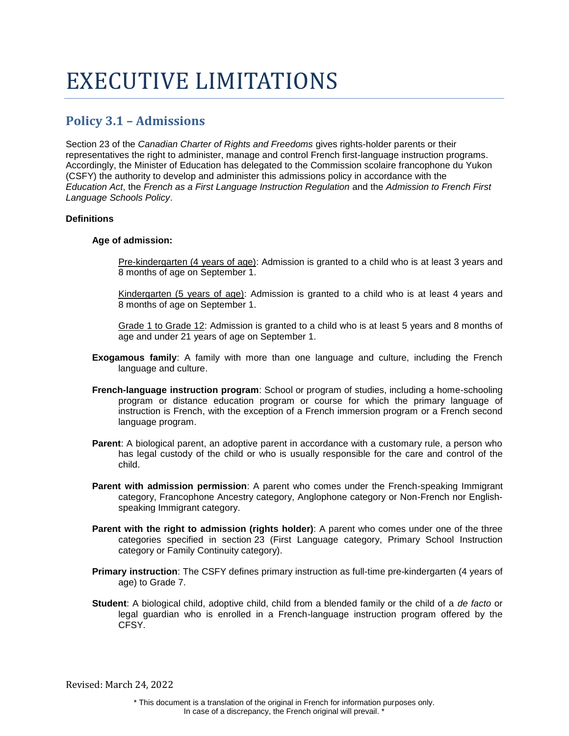# EXECUTIVE LIMITATIONS

## Policy 3.1 – Admissions

Section 23 of the *Canadian Charter of Rights and Freedoms* gives rights-holder parents or their representatives the right to administer, manage and control French first-language instruction programs. Accordingly, the Minister of Education has delegated to the Commission scolaire francophone du Yukon (CSFY) the authority to develop and administer this admissions policy in accordance with the *Education Act*, the *French as a First Language Instruction Regulation* and the *Admission to French First Language Schools Policy*.

**Definitions**

**Age of admission:**

Pre-kindergarten (4 years of age): Admission is granted to a child who is at least 3 years and 8 months of age on September 1.

Kindergarten (5 years of age): Admission is granted to a child who is at least 4 years and 8 months of age on September 1.

Grade 1 to Grade 12: Admission is granted to a child who is at least 5 years and 8 months of age and under 21 years of age on September 1.

**Exogamous family**: A family with more than one language and culture, including the French language and culture.

**French-language instruction program**: School or program of studies, including a home-schooling program or distance education program or course for which the primary language of instruction is French, with the exception of a French immersion program or a French second language program.

**Parent**: A biological parent, an adoptive parent in accordance with a customary rule, a person who has legal custody of the child or who is usually responsible for the care and control of the child.

**Parent with admission permission**: A parent who comes under the French-speaking Immigrant category, Francophone Ancestry category, Anglophone category or Non-French nor English-speaking Immigrant category.

**Parent with the right to admission (rights holder)**: A parent who comes under one of the three categories specified in section 23 (First Language category, Primary School Instruction category or Family Continuity category).

**Primary instruction**: The CSFY defines primary instruction as full-time pre-kindergarten (4 years of age) to Grade 7.

**Student**: A biological child, adoptive child, child from a blended family or the child of a *de facto* or legal guardian who is enrolled in a French-language instruction program offered by the CFSY.

Revised: March 24, 2022

\* This document is a translation of the original in French for information purposes only. In case of a discrepancy, the French original will prevail. \*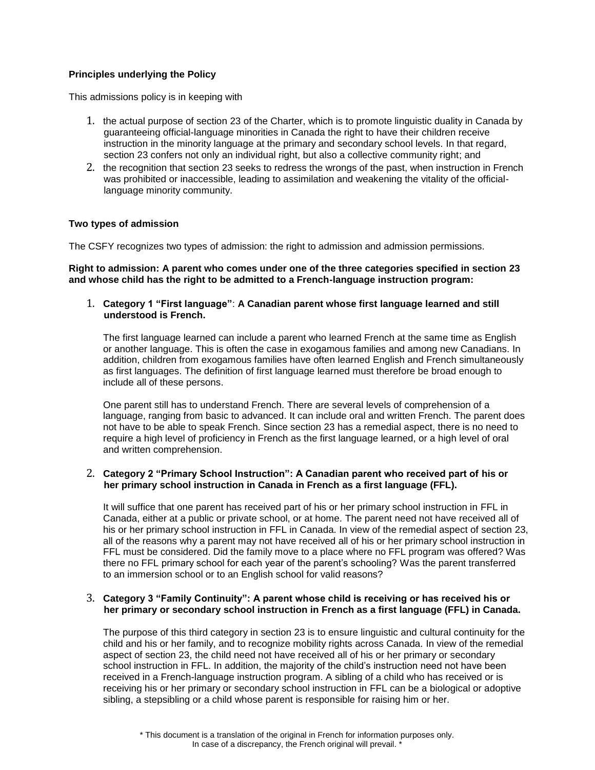**Principles underlying the Policy**

This admissions policy is in keeping with

1. the actual purpose of section 23 of the Charter, which is to promote linguistic duality in Canada by guaranteeing official-language minorities in Canada the right to have their children receive instruction in the minority language at the primary and secondary school levels. In that regard, section 23 confers not only an individual right, but also a collective community right; and
2. the recognition that section 23 seeks to redress the wrongs of the past, when instruction in French was prohibited or inaccessible, leading to assimilation and weakening the vitality of the official-language minority community.

**Two types of admission**

The CSFY recognizes two types of admission: the right to admission and admission permissions.

**Right to admission: A parent who comes under one of the three categories specified in section 23 and whose child has the right to be admitted to a French-language instruction program:**

1. **Category 1 "First language": A Canadian parent whose first language learned and still understood is French.**

   The first language learned can include a parent who learned French at the same time as English or another language. This is often the case in exogamous families and among new Canadians. In addition, children from exogamous families have often learned English and French simultaneously as first languages. The definition of first language learned must therefore be broad enough to include all of these persons.

   One parent still has to understand French. There are several levels of comprehension of a language, ranging from basic to advanced. It can include oral and written French. The parent does not have to be able to speak French. Since section 23 has a remedial aspect, there is no need to require a high level of proficiency in French as the first language learned, or a high level of oral and written comprehension.

2. **Category 2 "Primary School Instruction": A Canadian parent who received part of his or her primary school instruction in Canada in French as a first language (FFL).**

   It will suffice that one parent has received part of his or her primary school instruction in FFL in Canada, either at a public or private school, or at home. The parent need not have received all of his or her primary school instruction in FFL in Canada. In view of the remedial aspect of section 23, all of the reasons why a parent may not have received all of his or her primary school instruction in FFL must be considered. Did the family move to a place where no FFL program was offered? Was there no FFL primary school for each year of the parent's schooling? Was the parent transferred to an immersion school or to an English school for valid reasons?

3. **Category 3 "Family Continuity": A parent whose child is receiving or has received his or her primary or secondary school instruction in French as a first language (FFL) in Canada.**

   The purpose of this third category in section 23 is to ensure linguistic and cultural continuity for the child and his or her family, and to recognize mobility rights across Canada. In view of the remedial aspect of section 23, the child need not have received all of his or her primary or secondary school instruction in FFL. In addition, the majority of the child's instruction need not have been received in a French-language instruction program. A sibling of a child who has received or is receiving his or her primary or secondary school instruction in FFL can be a biological or adoptive sibling, a stepsibling or a child whose parent is responsible for raising him or her.

\* This document is a translation of the original in French for information purposes only. In case of a discrepancy, the French original will prevail. \*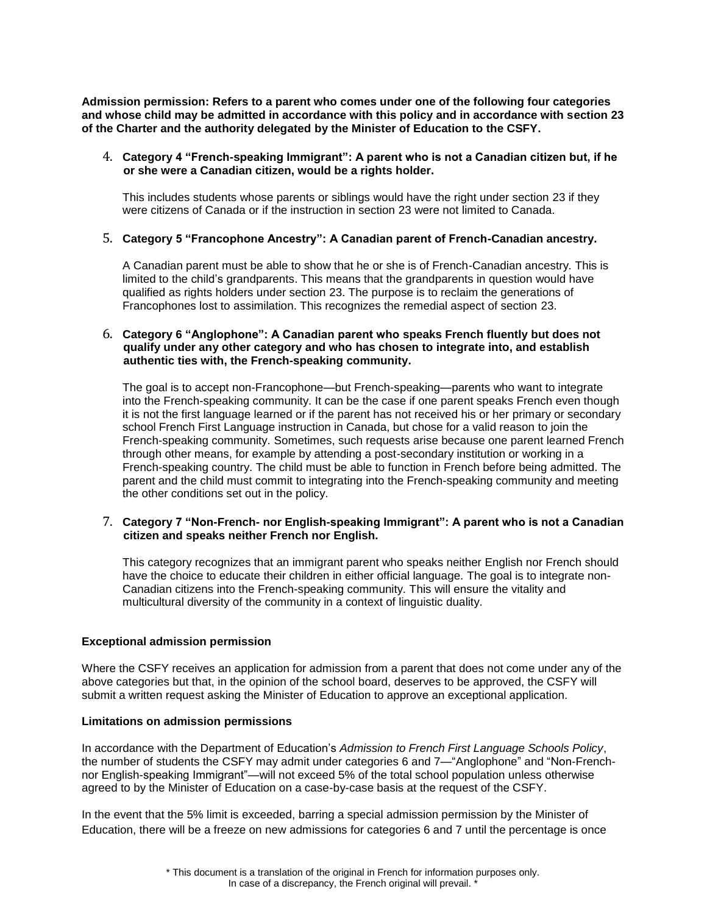**Admission permission: Refers to a parent who comes under one of the following four categories and whose child may be admitted in accordance with this policy and in accordance with section 23 of the Charter and the authority delegated by the Minister of Education to the CSFY.**

4. **Category 4 "French-speaking Immigrant": A parent who is not a Canadian citizen but, if he or she were a Canadian citizen, would be a rights holder.**

   This includes students whose parents or siblings would have the right under section 23 if they were citizens of Canada or if the instruction in section 23 were not limited to Canada.

5. **Category 5 "Francophone Ancestry": A Canadian parent of French-Canadian ancestry.**

   A Canadian parent must be able to show that he or she is of French-Canadian ancestry. This is limited to the child's grandparents. This means that the grandparents in question would have qualified as rights holders under section 23. The purpose is to reclaim the generations of Francophones lost to assimilation. This recognizes the remedial aspect of section 23.

6. **Category 6 "Anglophone": A Canadian parent who speaks French fluently but does not qualify under any other category and who has chosen to integrate into, and establish authentic ties with, the French-speaking community.**

   The goal is to accept non-Francophone—but French-speaking—parents who want to integrate into the French-speaking community. It can be the case if one parent speaks French even though it is not the first language learned or if the parent has not received his or her primary or secondary school French First Language instruction in Canada, but chose for a valid reason to join the French-speaking community. Sometimes, such requests arise because one parent learned French through other means, for example by attending a post-secondary institution or working in a French-speaking country. The child must be able to function in French before being admitted. The parent and the child must commit to integrating into the French-speaking community and meeting the other conditions set out in the policy.

7. **Category 7 "Non-French- nor English-speaking Immigrant": A parent who is not a Canadian citizen and speaks neither French nor English.**

   This category recognizes that an immigrant parent who speaks neither English nor French should have the choice to educate their children in either official language. The goal is to integrate non-Canadian citizens into the French-speaking community. This will ensure the vitality and multicultural diversity of the community in a context of linguistic duality.

**Exceptional admission permission**

Where the CSFY receives an application for admission from a parent that does not come under any of the above categories but that, in the opinion of the school board, deserves to be approved, the CSFY will submit a written request asking the Minister of Education to approve an exceptional application.

**Limitations on admission permissions**

In accordance with the Department of Education's *Admission to French First Language Schools Policy*, the number of students the CSFY may admit under categories 6 and 7—"Anglophone" and "Non-French- nor English-speaking Immigrant"—will not exceed 5% of the total school population unless otherwise agreed to by the Minister of Education on a case-by-case basis at the request of the CSFY.

In the event that the 5% limit is exceeded, barring a special admission permission by the Minister of Education, there will be a freeze on new admissions for categories 6 and 7 until the percentage is once

\* This document is a translation of the original in French for information purposes only. In case of a discrepancy, the French original will prevail. \*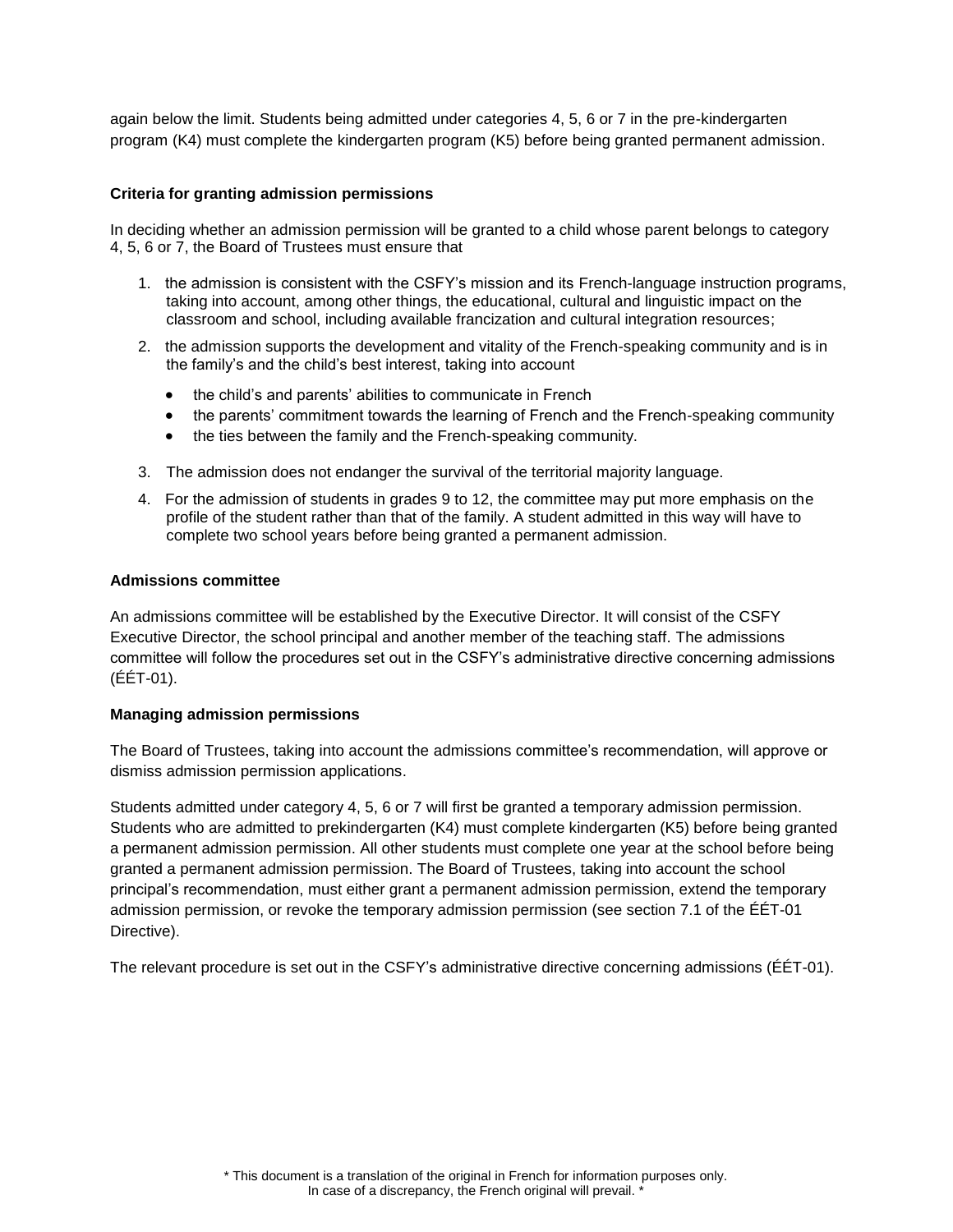again below the limit. Students being admitted under categories 4, 5, 6 or 7 in the pre-kindergarten program (K4) must complete the kindergarten program (K5) before being granted permanent admission.

**Criteria for granting admission permissions**

In deciding whether an admission permission will be granted to a child whose parent belongs to category 4, 5, 6 or 7, the Board of Trustees must ensure that

1. the admission is consistent with the CSFY's mission and its French-language instruction programs, taking into account, among other things, the educational, cultural and linguistic impact on the classroom and school, including available francization and cultural integration resources;
2. the admission supports the development and vitality of the French-speaking community and is in the family's and the child's best interest, taking into account
   - the child's and parents' abilities to communicate in French
   - the parents' commitment towards the learning of French and the French-speaking community
   - the ties between the family and the French-speaking community.
3. The admission does not endanger the survival of the territorial majority language.
4. For the admission of students in grades 9 to 12, the committee may put more emphasis on the profile of the student rather than that of the family. A student admitted in this way will have to complete two school years before being granted a permanent admission.

**Admissions committee**

An admissions committee will be established by the Executive Director. It will consist of the CSFY Executive Director, the school principal and another member of the teaching staff. The admissions committee will follow the procedures set out in the CSFY's administrative directive concerning admissions (ÉÉT-01).

**Managing admission permissions**

The Board of Trustees, taking into account the admissions committee's recommendation, will approve or dismiss admission permission applications.

Students admitted under category 4, 5, 6 or 7 will first be granted a temporary admission permission. Students who are admitted to prekindergarten (K4) must complete kindergarten (K5) before being granted a permanent admission permission. All other students must complete one year at the school before being granted a permanent admission permission. The Board of Trustees, taking into account the school principal's recommendation, must either grant a permanent admission permission, extend the temporary admission permission, or revoke the temporary admission permission (see section 7.1 of the ÉÉT-01 Directive).

The relevant procedure is set out in the CSFY's administrative directive concerning admissions (ÉÉT-01).

\* This document is a translation of the original in French for information purposes only. In case of a discrepancy, the French original will prevail. \*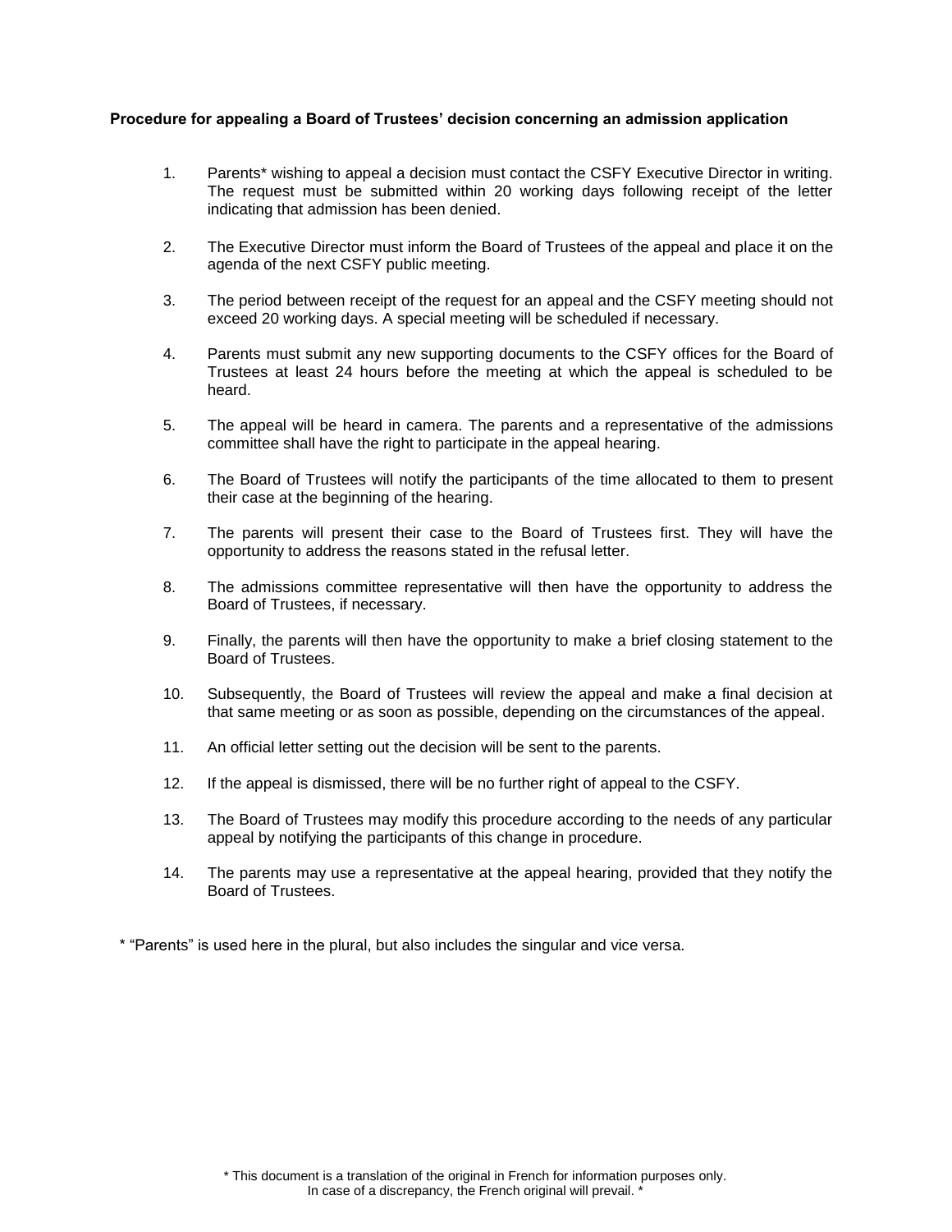**Procedure for appealing a Board of Trustees' decision concerning an admission application**

1. Parents* wishing to appeal a decision must contact the CSFY Executive Director in writing. The request must be submitted within 20 working days following receipt of the letter indicating that admission has been denied.

2. The Executive Director must inform the Board of Trustees of the appeal and place it on the agenda of the next CSFY public meeting.

3. The period between receipt of the request for an appeal and the CSFY meeting should not exceed 20 working days. A special meeting will be scheduled if necessary.

4. Parents must submit any new supporting documents to the CSFY offices for the Board of Trustees at least 24 hours before the meeting at which the appeal is scheduled to be heard.

5. The appeal will be heard in camera. The parents and a representative of the admissions committee shall have the right to participate in the appeal hearing.

6. The Board of Trustees will notify the participants of the time allocated to them to present their case at the beginning of the hearing.

7. The parents will present their case to the Board of Trustees first. They will have the opportunity to address the reasons stated in the refusal letter.

8. The admissions committee representative will then have the opportunity to address the Board of Trustees, if necessary.

9. Finally, the parents will then have the opportunity to make a brief closing statement to the Board of Trustees.

10. Subsequently, the Board of Trustees will review the appeal and make a final decision at that same meeting or as soon as possible, depending on the circumstances of the appeal.

11. An official letter setting out the decision will be sent to the parents.

12. If the appeal is dismissed, there will be no further right of appeal to the CSFY.

13. The Board of Trustees may modify this procedure according to the needs of any particular appeal by notifying the participants of this change in procedure.

14. The parents may use a representative at the appeal hearing, provided that they notify the Board of Trustees.

* "Parents" is used here in the plural, but also includes the singular and vice versa.

* This document is a translation of the original in French for information purposes only. In case of a discrepancy, the French original will prevail. *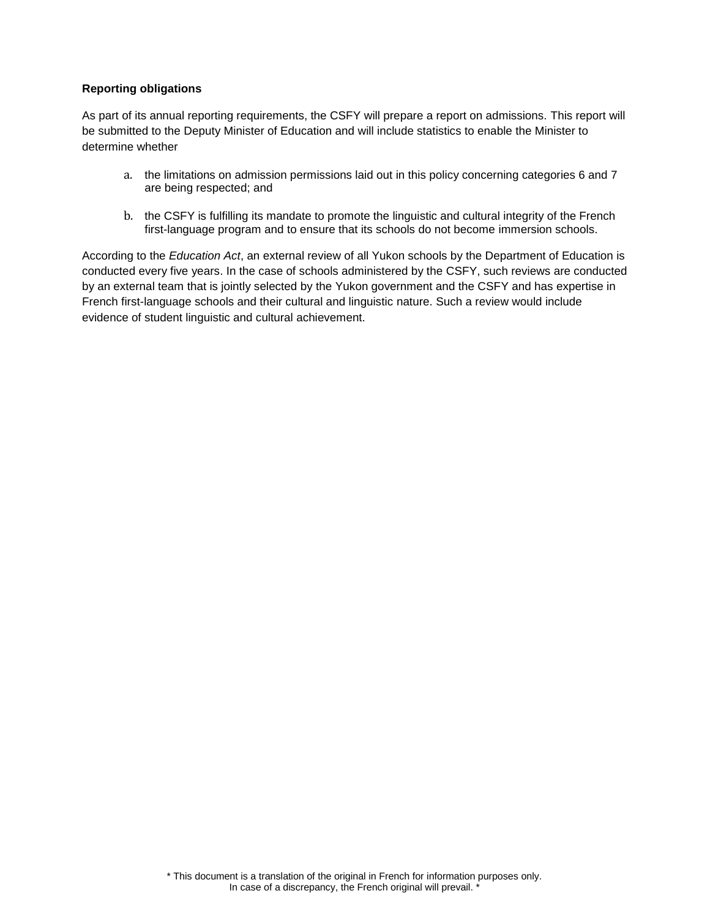**Reporting obligations**

As part of its annual reporting requirements, the CSFY will prepare a report on admissions. This report will be submitted to the Deputy Minister of Education and will include statistics to enable the Minister to determine whether

a. the limitations on admission permissions laid out in this policy concerning categories 6 and 7 are being respected; and

b. the CSFY is fulfilling its mandate to promote the linguistic and cultural integrity of the French first-language program and to ensure that its schools do not become immersion schools.

According to the *Education Act*, an external review of all Yukon schools by the Department of Education is conducted every five years. In the case of schools administered by the CSFY, such reviews are conducted by an external team that is jointly selected by the Yukon government and the CSFY and has expertise in French first-language schools and their cultural and linguistic nature. Such a review would include evidence of student linguistic and cultural achievement.